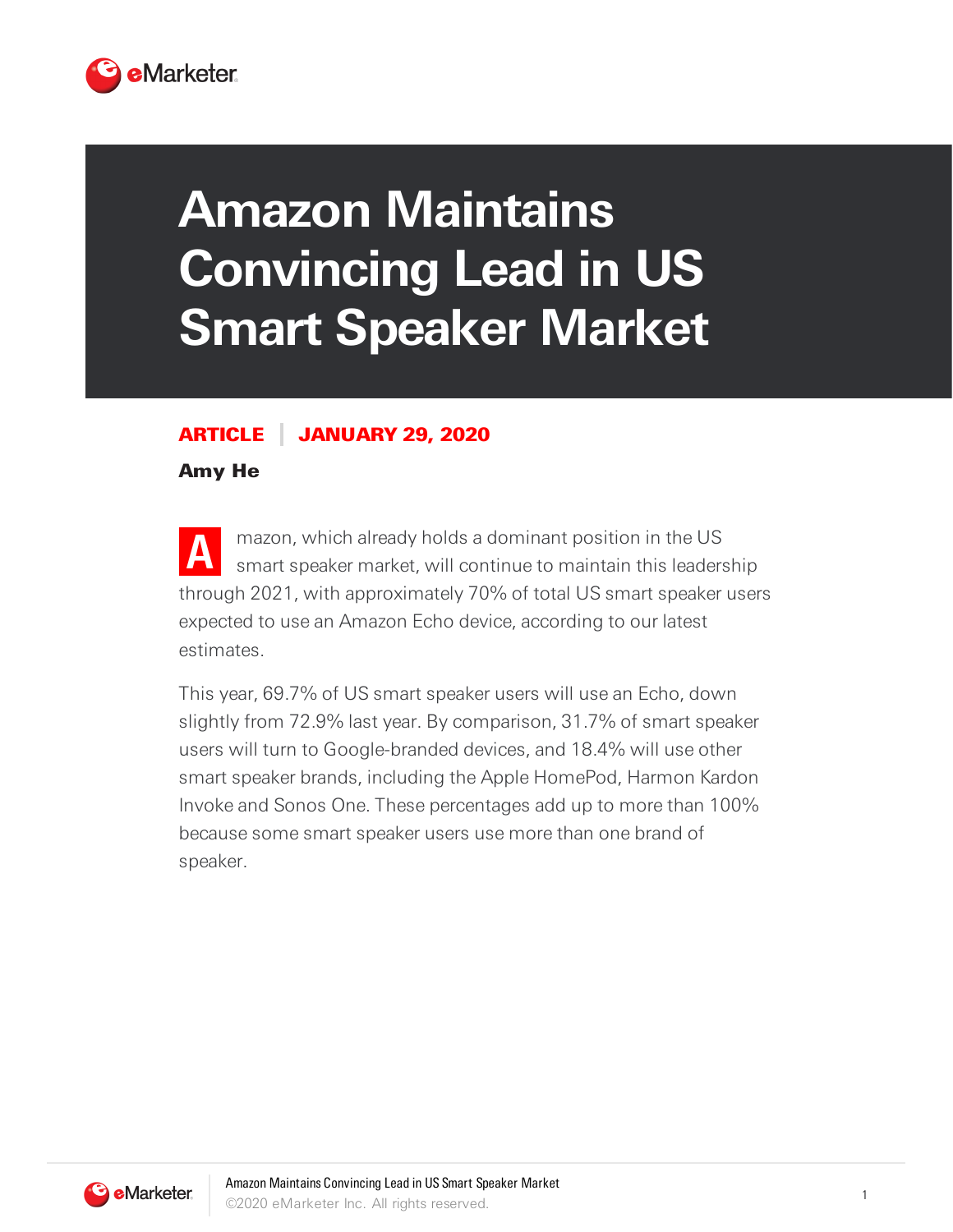# Amazon Maintains Convincing Lead in US Smart Speaker Market

**ARTICLE** | **JANUARY 29, 2020**

**Amy He**

Amazon, which already holds a dominant position in the US smart speaker market, will continue to maintain this leadership through 2021, with approximately 70% of total US smart speaker users expected to use an Amazon Echo device, according to our latest estimates.

This year, 69.7% of US smart speaker users will use an Echo, down slightly from 72.9% last year. By comparison, 31.7% of smart speaker users will turn to Google-branded devices, and 18.4% will use other smart speaker brands, including the Apple HomePod, Harmon Kardon Invoke and Sonos One. These percentages add up to more than 100% because some smart speaker users use more than one brand of speaker.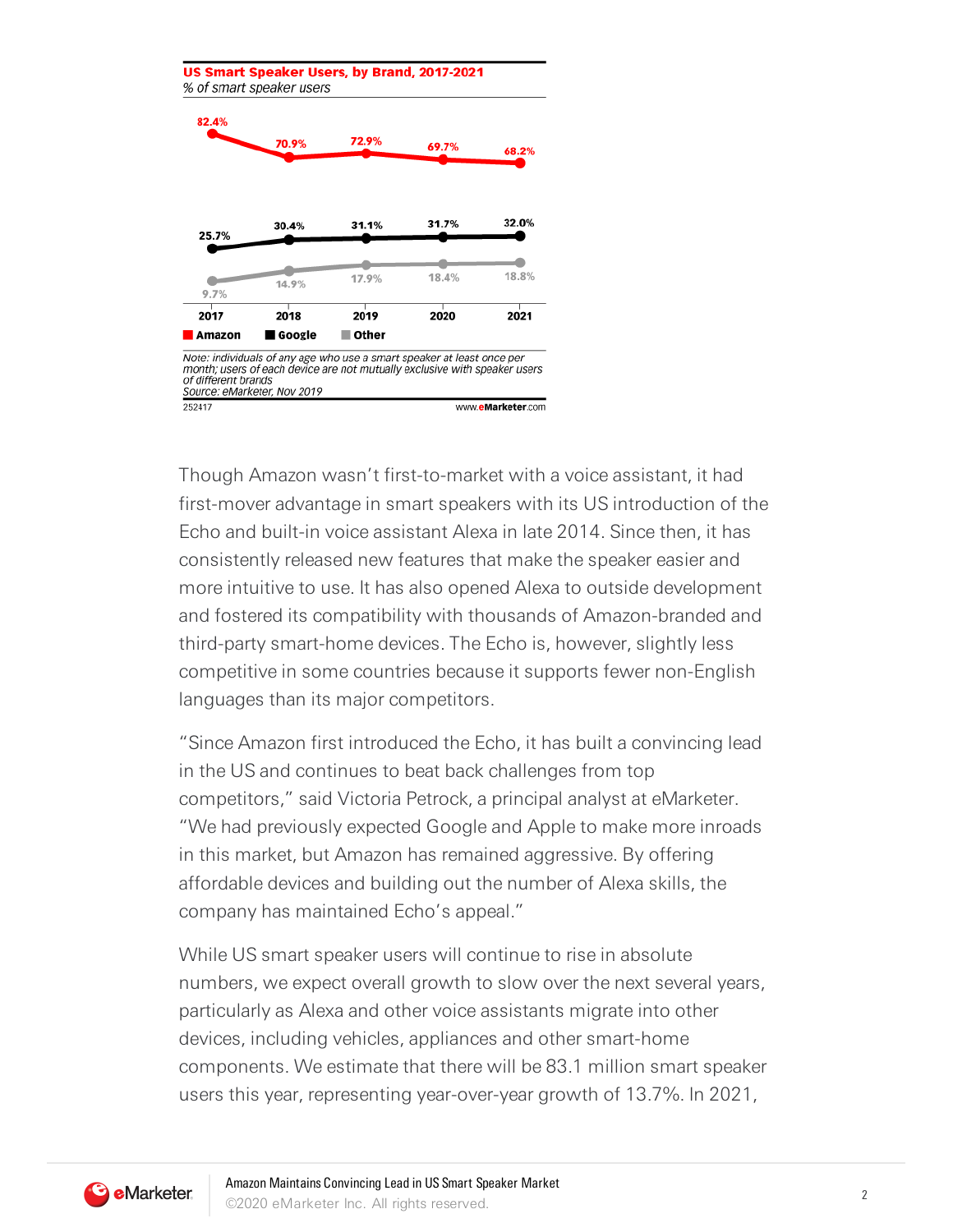**US Smart Speaker Users, by Brand, 2017-2021**
*% of smart speaker users*

| | 2017 | 2018 | 2019 | 2020 | 2021 |
|---|---|---|---|---|---|
| Amazon | 82.4% | 70.9% | 72.9% | 69.7% | 68.2% |
| Google | 25.7% | 30.4% | 31.1% | 31.7% | 32.0% |
| Other | 9.7% | 14.9% | 17.9% | 18.4% | 18.8% |

*Note: individuals of any age who use a smart speaker at least once per month; users of each device are not mutually exclusive with speaker users of different brands*
*Source: eMarketer, Nov 2019*

252417 www.eMarketer.com

Though Amazon wasn't first-to-market with a voice assistant, it had first-mover advantage in smart speakers with its US introduction of the Echo and built-in voice assistant Alexa in late 2014. Since then, it has consistently released new features that make the speaker easier and more intuitive to use. It has also opened Alexa to outside development and fostered its compatibility with thousands of Amazon-branded and third-party smart-home devices. The Echo is, however, slightly less competitive in some countries because it supports fewer non-English languages than its major competitors.

"Since Amazon first introduced the Echo, it has built a convincing lead in the US and continues to beat back challenges from top competitors," said Victoria Petrock, a principal analyst at eMarketer. "We had previously expected Google and Apple to make more inroads in this market, but Amazon has remained aggressive. By offering affordable devices and building out the number of Alexa skills, the company has maintained Echo's appeal."

While US smart speaker users will continue to rise in absolute numbers, we expect overall growth to slow over the next several years, particularly as Alexa and other voice assistants migrate into other devices, including vehicles, appliances and other smart-home components. We estimate that there will be 83.1 million smart speaker users this year, representing year-over-year growth of 13.7%. In 2021,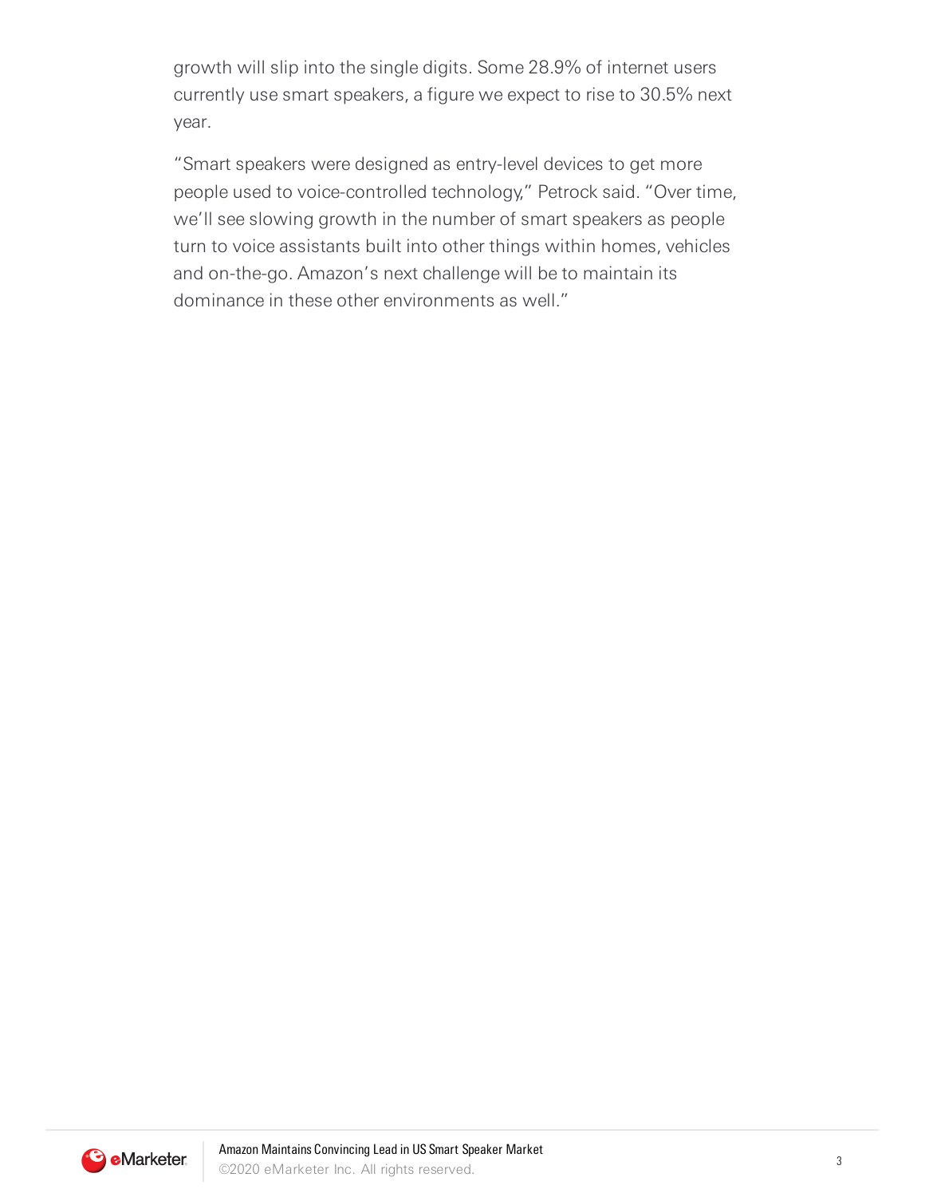growth will slip into the single digits. Some 28.9% of internet users currently use smart speakers, a figure we expect to rise to 30.5% next year.

"Smart speakers were designed as entry-level devices to get more people used to voice-controlled technology," Petrock said. "Over time, we'll see slowing growth in the number of smart speakers as people turn to voice assistants built into other things within homes, vehicles and on-the-go. Amazon's next challenge will be to maintain its dominance in these other environments as well."